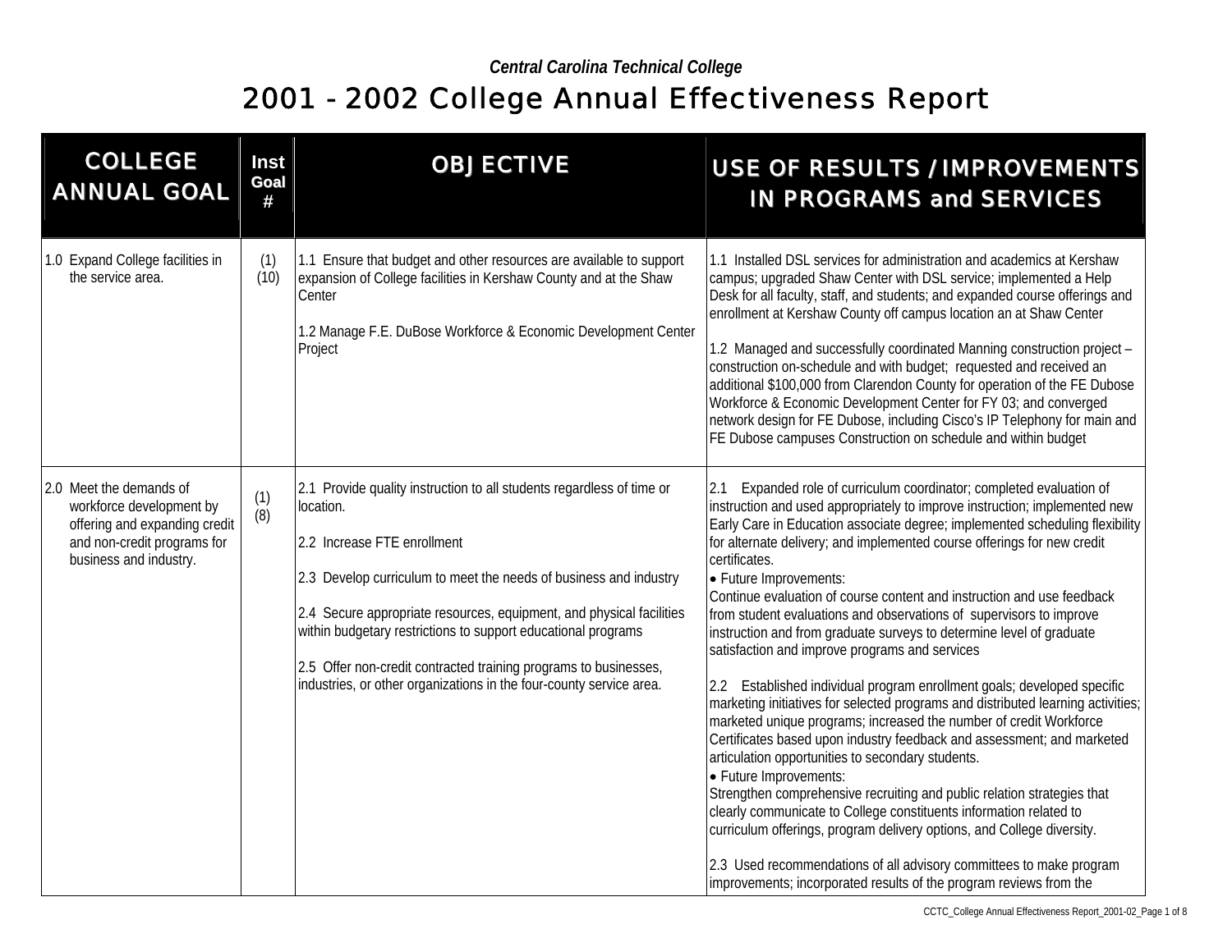*Central Carolina Technical College*

# 2001 - 2002 College Annual Effectiveness Report

| COLLEGE ANNUAL GOAL | Inst Goal # | OBJECTIVE | USE OF RESULTS / IMPROVEMENTS IN PROGRAMS and SERVICES |
|---|---|---|---|
| 1.0 Expand College facilities in the service area. | (1) (10) | 1.1 Ensure that budget and other resources are available to support expansion of College facilities in Kershaw County and at the Shaw Center<br><br>1.2 Manage F.E. DuBose Workforce & Economic Development Center Project | 1.1 Installed DSL services for administration and academics at Kershaw campus; upgraded Shaw Center with DSL service; implemented a Help Desk for all faculty, staff, and students; and expanded course offerings and enrollment at Kershaw County off campus location an at Shaw Center<br><br>1.2 Managed and successfully coordinated Manning construction project – construction on-schedule and with budget; requested and received an additional $100,000 from Clarendon County for operation of the FE Dubose Workforce & Economic Development Center for FY 03; and converged network design for FE Dubose, including Cisco's IP Telephony for main and FE Dubose campuses Construction on schedule and within budget |
| 2.0 Meet the demands of workforce development by offering and expanding credit and non-credit programs for business and industry. | (1) (8) | 2.1 Provide quality instruction to all students regardless of time or location.<br><br>2.2 Increase FTE enrollment<br><br>2.3 Develop curriculum to meet the needs of business and industry<br><br>2.4 Secure appropriate resources, equipment, and physical facilities within budgetary restrictions to support educational programs<br><br>2.5 Offer non-credit contracted training programs to businesses, industries, or other organizations in the four-county service area. | 2.1 Expanded role of curriculum coordinator; completed evaluation of instruction and used appropriately to improve instruction; implemented new Early Care in Education associate degree; implemented scheduling flexibility for alternate delivery; and implemented course offerings for new credit certificates.<br>• Future Improvements:<br>Continue evaluation of course content and instruction and use feedback from student evaluations and observations of supervisors to improve instruction and from graduate surveys to determine level of graduate satisfaction and improve programs and services<br><br>2.2 Established individual program enrollment goals; developed specific marketing initiatives for selected programs and distributed learning activities; marketed unique programs; increased the number of credit Workforce Certificates based upon industry feedback and assessment; and marketed articulation opportunities to secondary students.<br>• Future Improvements:<br>Strengthen comprehensive recruiting and public relation strategies that clearly communicate to College constituents information related to curriculum offerings, program delivery options, and College diversity.<br><br>2.3 Used recommendations of all advisory committees to make program improvements; incorporated results of the program reviews from the |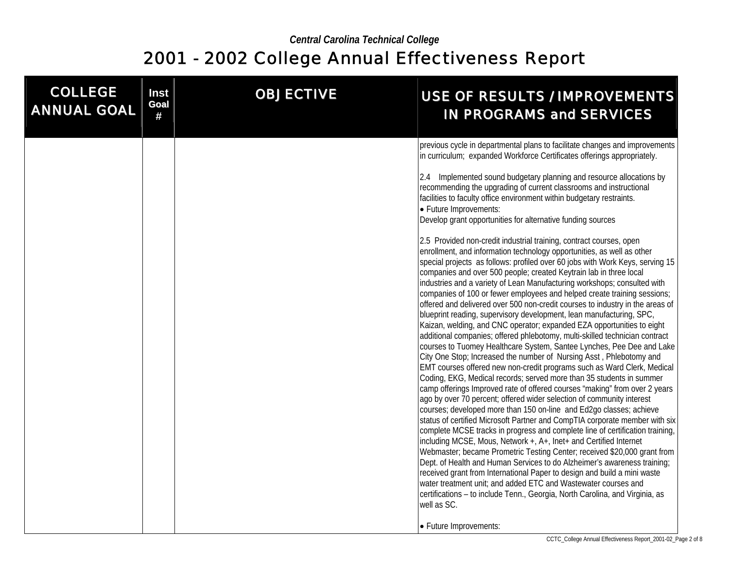*Central Carolina Technical College*

# 2001 - 2002 College Annual Effectiveness Report

| COLLEGE ANNUAL GOAL | Inst Goal # | OBJECTIVE | USE OF RESULTS / IMPROVEMENTS IN PROGRAMS and SERVICES |
|---|---|---|---|
| | | | previous cycle in departmental plans to facilitate changes and improvements in curriculum; expanded Workforce Certificates offerings appropriately.<br><br>2.4 Implemented sound budgetary planning and resource allocations by recommending the upgrading of current classrooms and instructional facilities to faculty office environment within budgetary restraints.<br>• Future Improvements:<br>Develop grant opportunities for alternative funding sources<br><br>2.5 Provided non-credit industrial training, contract courses, open enrollment, and information technology opportunities, as well as other special projects as follows: profiled over 60 jobs with Work Keys, serving 15 companies and over 500 people; created Keytrain lab in three local industries and a variety of Lean Manufacturing workshops; consulted with companies of 100 or fewer employees and helped create training sessions; offered and delivered over 500 non-credit courses to industry in the areas of blueprint reading, supervisory development, lean manufacturing, SPC, Kaizan, welding, and CNC operator; expanded EZA opportunities to eight additional companies; offered phlebotomy, multi-skilled technician contract courses to Tuomey Healthcare System, Santee Lynches, Pee Dee and Lake City One Stop; Increased the number of Nursing Asst , Phlebotomy and EMT courses offered new non-credit programs such as Ward Clerk, Medical Coding, EKG, Medical records; served more than 35 students in summer camp offerings Improved rate of offered courses "making" from over 2 years ago by over 70 percent; offered wider selection of community interest courses; developed more than 150 on-line and Ed2go classes; achieve status of certified Microsoft Partner and CompTIA corporate member with six complete MCSE tracks in progress and complete line of certification training, including MCSE, Mous, Network +, A+, Inet+ and Certified Internet Webmaster; became Prometric Testing Center; received $20,000 grant from Dept. of Health and Human Services to do Alzheimer's awareness training; received grant from International Paper to design and build a mini waste water treatment unit; and added ETC and Wastewater courses and certifications – to include Tenn., Georgia, North Carolina, and Virginia, as well as SC.<br><br>• Future Improvements: |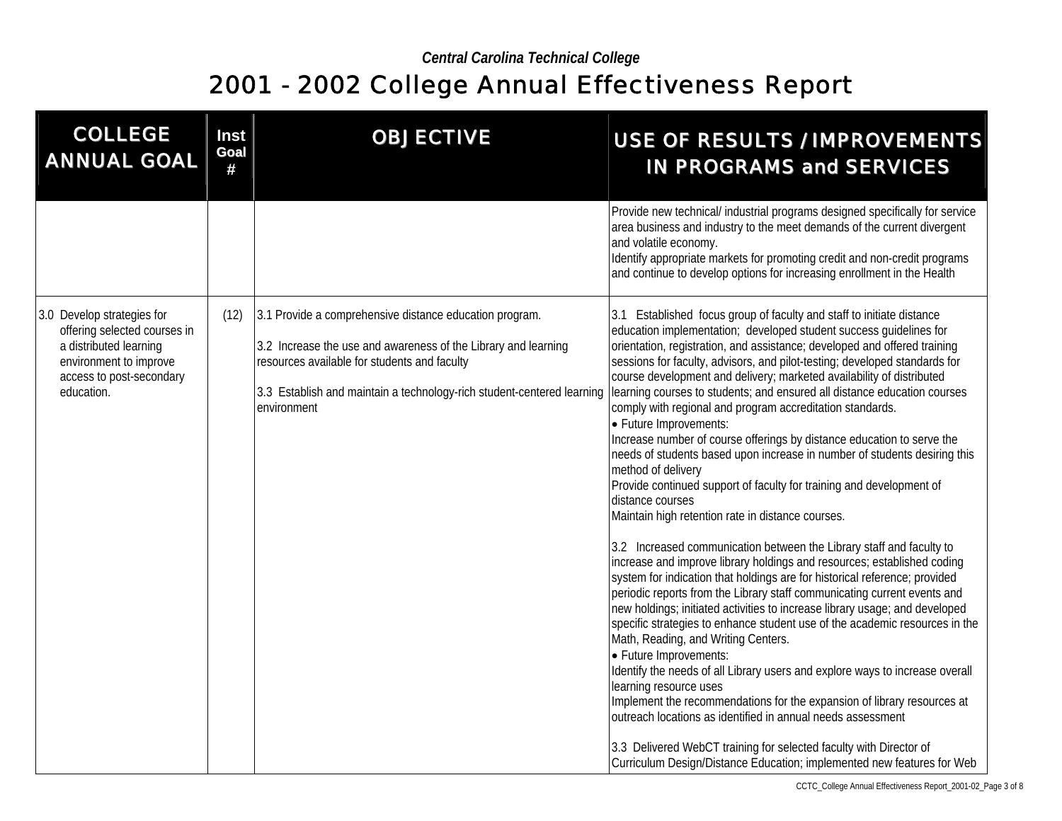*Central Carolina Technical College*

# 2001 - 2002 College Annual Effectiveness Report

| COLLEGE ANNUAL GOAL | Inst Goal # | OBJECTIVE | USE OF RESULTS / IMPROVEMENTS IN PROGRAMS and SERVICES |
|---|---|---|---|
| | | | Provide new technical/ industrial programs designed specifically for service area business and industry to the meet demands of the current divergent and volatile economy.<br>Identify appropriate markets for promoting credit and non-credit programs and continue to develop options for increasing enrollment in the Health |
| 3.0 Develop strategies for offering selected courses in a distributed learning environment to improve access to post-secondary education. | (12) | 3.1 Provide a comprehensive distance education program.<br><br>3.2 Increase the use and awareness of the Library and learning resources available for students and faculty<br><br>3.3 Establish and maintain a technology-rich student-centered learning environment | 3.1 Established focus group of faculty and staff to initiate distance education implementation; developed student success guidelines for orientation, registration, and assistance; developed and offered training sessions for faculty, advisors, and pilot-testing; developed standards for course development and delivery; marketed availability of distributed learning courses to students; and ensured all distance education courses comply with regional and program accreditation standards.<br>• Future Improvements:<br>Increase number of course offerings by distance education to serve the needs of students based upon increase in number of students desiring this method of delivery<br>Provide continued support of faculty for training and development of distance courses<br>Maintain high retention rate in distance courses.<br><br>3.2 Increased communication between the Library staff and faculty to increase and improve library holdings and resources; established coding system for indication that holdings are for historical reference; provided periodic reports from the Library staff communicating current events and new holdings; initiated activities to increase library usage; and developed specific strategies to enhance student use of the academic resources in the Math, Reading, and Writing Centers.<br>• Future Improvements:<br>Identify the needs of all Library users and explore ways to increase overall learning resource uses<br>Implement the recommendations for the expansion of library resources at outreach locations as identified in annual needs assessment<br><br>3.3 Delivered WebCT training for selected faculty with Director of Curriculum Design/Distance Education; implemented new features for Web |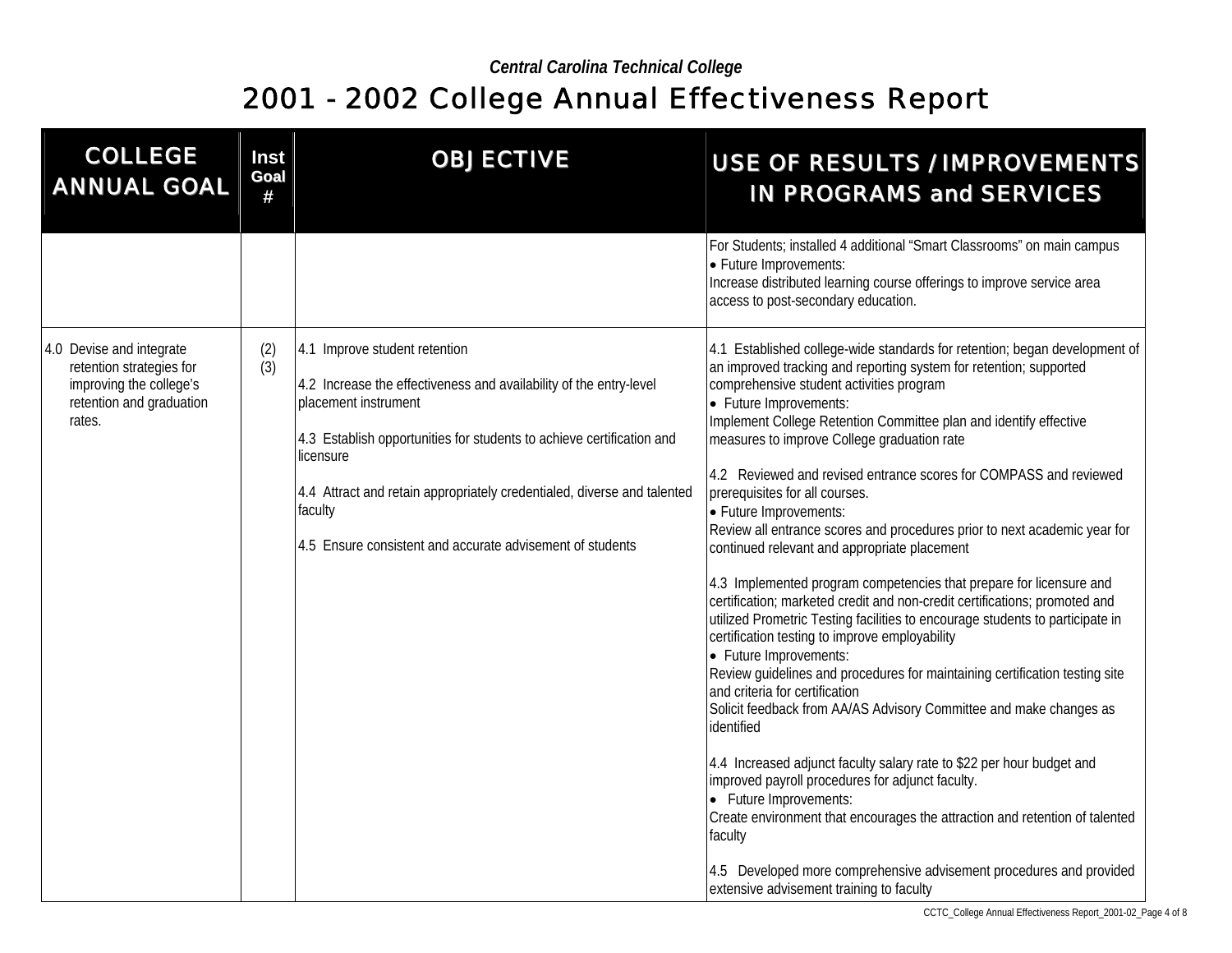*Central Carolina Technical College*

# 2001 - 2002 College Annual Effectiveness Report

| COLLEGE ANNUAL GOAL | Inst Goal # | OBJECTIVE | USE OF RESULTS / IMPROVEMENTS IN PROGRAMS and SERVICES |
|---|---|---|---|
| | | | For Students; installed 4 additional "Smart Classrooms" on main campus<br>• Future Improvements:<br>Increase distributed learning course offerings to improve service area access to post-secondary education. |
| 4.0 Devise and integrate retention strategies for improving the college's retention and graduation rates. | (2)<br>(3) | 4.1 Improve student retention<br><br>4.2 Increase the effectiveness and availability of the entry-level placement instrument<br><br>4.3 Establish opportunities for students to achieve certification and licensure<br><br>4.4 Attract and retain appropriately credentialed, diverse and talented faculty<br><br>4.5 Ensure consistent and accurate advisement of students | 4.1 Established college-wide standards for retention; began development of an improved tracking and reporting system for retention; supported comprehensive student activities program<br>• Future Improvements:<br>Implement College Retention Committee plan and identify effective measures to improve College graduation rate<br><br>4.2 Reviewed and revised entrance scores for COMPASS and reviewed prerequisites for all courses.<br>• Future Improvements:<br>Review all entrance scores and procedures prior to next academic year for continued relevant and appropriate placement<br><br>4.3 Implemented program competencies that prepare for licensure and certification; marketed credit and non-credit certifications; promoted and utilized Prometric Testing facilities to encourage students to participate in certification testing to improve employability<br>• Future Improvements:<br>Review guidelines and procedures for maintaining certification testing site and criteria for certification<br>Solicit feedback from AA/AS Advisory Committee and make changes as identified<br><br>4.4 Increased adjunct faculty salary rate to $22 per hour budget and improved payroll procedures for adjunct faculty.<br>• Future Improvements:<br>Create environment that encourages the attraction and retention of talented faculty<br><br>4.5 Developed more comprehensive advisement procedures and provided extensive advisement training to faculty |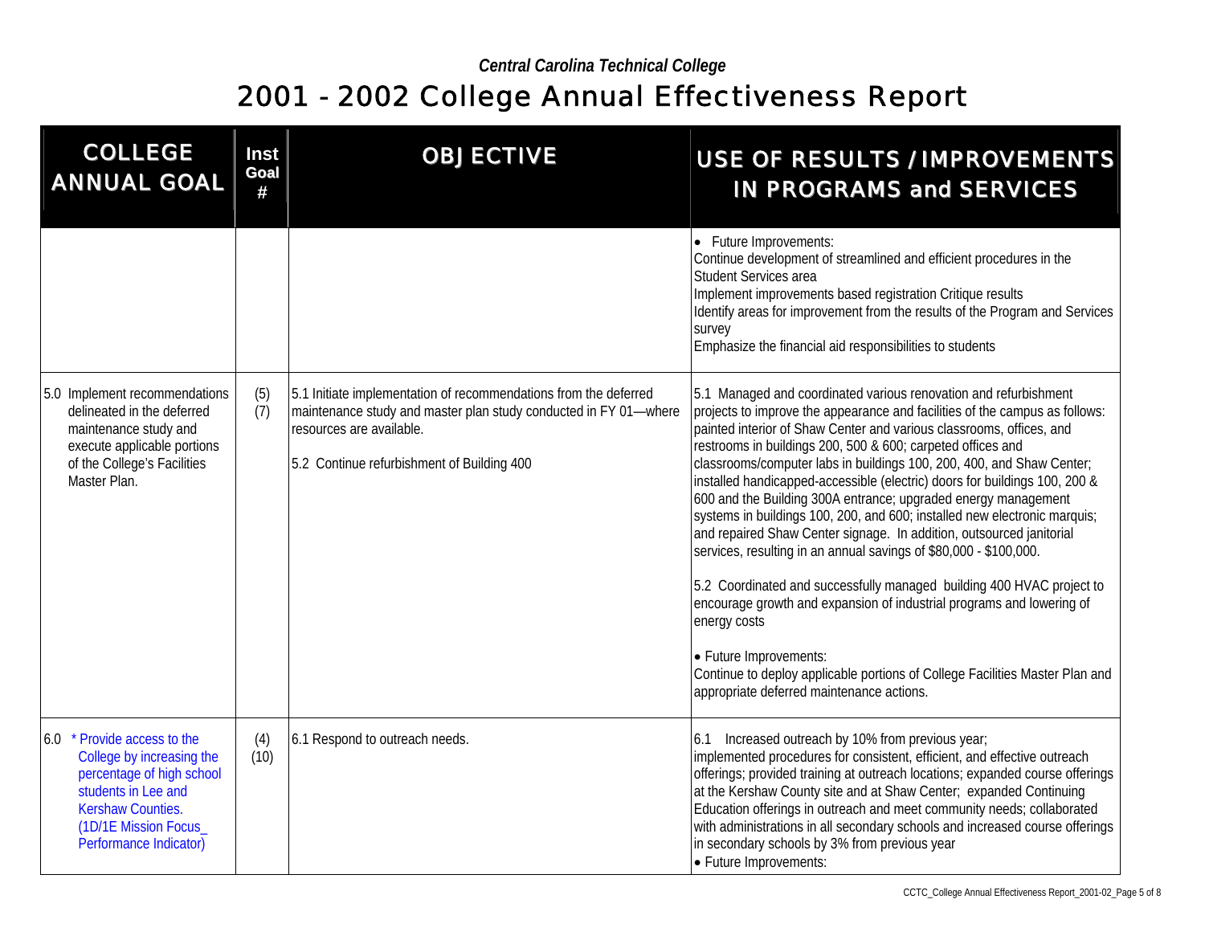*Central Carolina Technical College*

# 2001 - 2002 College Annual Effectiveness Report

| COLLEGE ANNUAL GOAL | Inst Goal # | OBJECTIVE | USE OF RESULTS / IMPROVEMENTS IN PROGRAMS and SERVICES |
|---|---|---|---|
| | | | • Future Improvements:<br>Continue development of streamlined and efficient procedures in the Student Services area<br>Implement improvements based registration Critique results<br>Identify areas for improvement from the results of the Program and Services survey<br>Emphasize the financial aid responsibilities to students |
| 5.0 Implement recommendations delineated in the deferred maintenance study and execute applicable portions of the College's Facilities Master Plan. | (5)<br>(7) | 5.1 Initiate implementation of recommendations from the deferred maintenance study and master plan study conducted in FY 01—where resources are available.<br><br>5.2 Continue refurbishment of Building 400 | 5.1 Managed and coordinated various renovation and refurbishment projects to improve the appearance and facilities of the campus as follows: painted interior of Shaw Center and various classrooms, offices, and restrooms in buildings 200, 500 & 600; carpeted offices and classrooms/computer labs in buildings 100, 200, 400, and Shaw Center; installed handicapped-accessible (electric) doors for buildings 100, 200 & 600 and the Building 300A entrance; upgraded energy management systems in buildings 100, 200, and 600; installed new electronic marquis; and repaired Shaw Center signage. In addition, outsourced janitorial services, resulting in an annual savings of $80,000 - $100,000.<br><br>5.2 Coordinated and successfully managed building 400 HVAC project to encourage growth and expansion of industrial programs and lowering of energy costs<br><br>• Future Improvements:<br>Continue to deploy applicable portions of College Facilities Master Plan and appropriate deferred maintenance actions. |
| 6.0 * Provide access to the College by increasing the percentage of high school students in Lee and Kershaw Counties. (1D/1E Mission Focus_ Performance Indicator) | (4)<br>(10) | 6.1 Respond to outreach needs. | 6.1 Increased outreach by 10% from previous year; implemented procedures for consistent, efficient, and effective outreach offerings; provided training at outreach locations; expanded course offerings at the Kershaw County site and at Shaw Center; expanded Continuing Education offerings in outreach and meet community needs; collaborated with administrations in all secondary schools and increased course offerings in secondary schools by 3% from previous year<br>• Future Improvements: |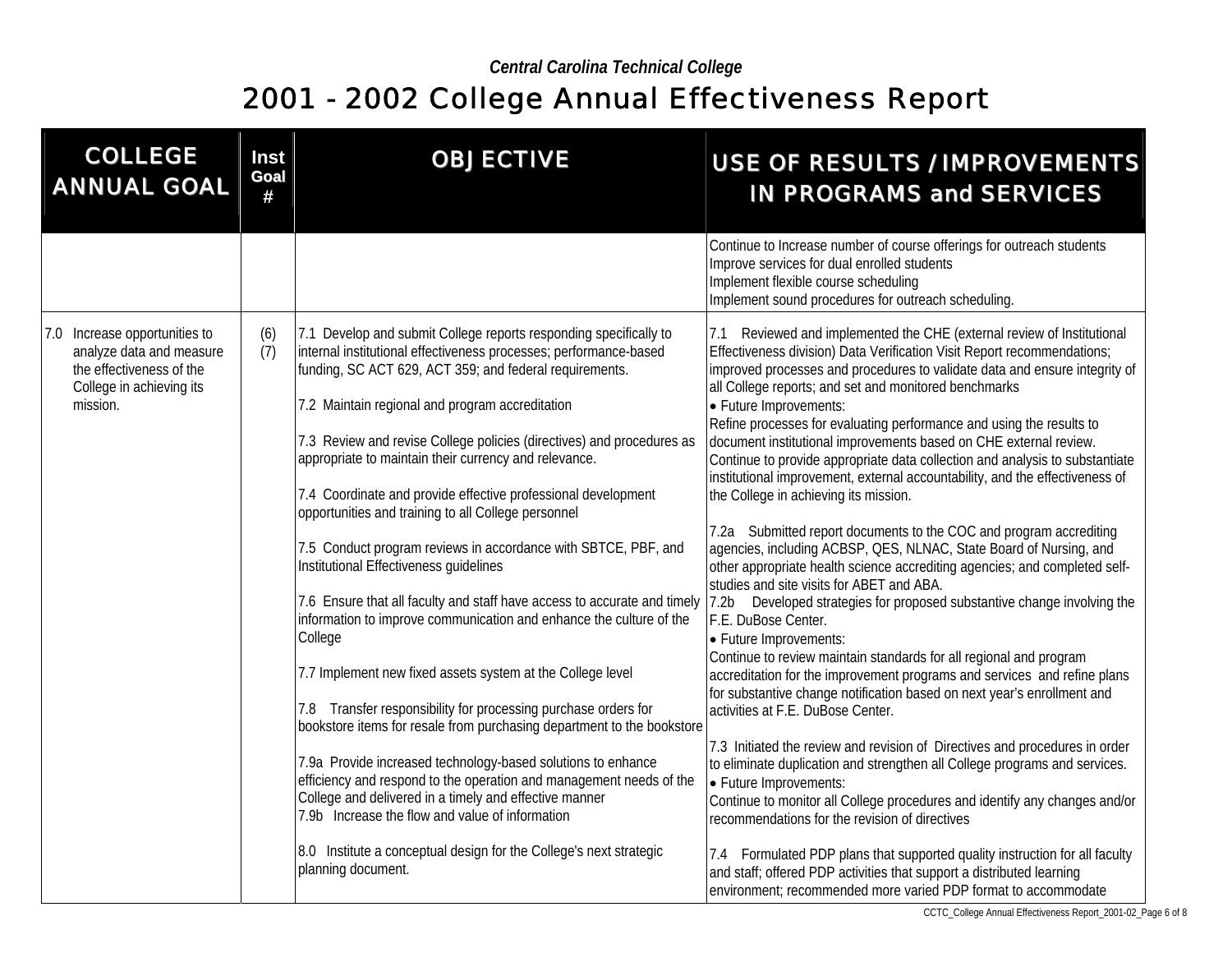*Central Carolina Technical College*

# 2001 - 2002 College Annual Effectiveness Report

| COLLEGE ANNUAL GOAL | Inst Goal # | OBJECTIVE | USE OF RESULTS / IMPROVEMENTS IN PROGRAMS and SERVICES |
|---|---|---|---|
| | | | Continue to Increase number of course offerings for outreach students<br>Improve services for dual enrolled students<br>Implement flexible course scheduling<br>Implement sound procedures for outreach scheduling. |
| 7.0 Increase opportunities to analyze data and measure the effectiveness of the College in achieving its mission. | (6)<br>(7) | 7.1 Develop and submit College reports responding specifically to internal institutional effectiveness processes; performance-based funding, SC ACT 629, ACT 359; and federal requirements.<br><br>7.2 Maintain regional and program accreditation<br><br>7.3 Review and revise College policies (directives) and procedures as appropriate to maintain their currency and relevance.<br><br>7.4 Coordinate and provide effective professional development opportunities and training to all College personnel<br><br>7.5 Conduct program reviews in accordance with SBTCE, PBF, and Institutional Effectiveness guidelines<br><br>7.6 Ensure that all faculty and staff have access to accurate and timely information to improve communication and enhance the culture of the College<br><br>7.7 Implement new fixed assets system at the College level<br><br>7.8 Transfer responsibility for processing purchase orders for bookstore items for resale from purchasing department to the bookstore<br><br>7.9a Provide increased technology-based solutions to enhance efficiency and respond to the operation and management needs of the College and delivered in a timely and effective manner<br>7.9b Increase the flow and value of information<br><br>8.0 Institute a conceptual design for the College's next strategic planning document. | 7.1 Reviewed and implemented the CHE (external review of Institutional Effectiveness division) Data Verification Visit Report recommendations; improved processes and procedures to validate data and ensure integrity of all College reports; and set and monitored benchmarks<br>• Future Improvements:<br>Refine processes for evaluating performance and using the results to document institutional improvements based on CHE external review.<br>Continue to provide appropriate data collection and analysis to substantiate institutional improvement, external accountability, and the effectiveness of the College in achieving its mission.<br><br>7.2a Submitted report documents to the COC and program accrediting agencies, including ACBSP, QES, NLNAC, State Board of Nursing, and other appropriate health science accrediting agencies; and completed self-studies and site visits for ABET and ABA.<br>7.2b Developed strategies for proposed substantive change involving the F.E. DuBose Center.<br>• Future Improvements:<br>Continue to review maintain standards for all regional and program accreditation for the improvement programs and services and refine plans for substantive change notification based on next year's enrollment and activities at F.E. DuBose Center.<br><br>7.3 Initiated the review and revision of Directives and procedures in order to eliminate duplication and strengthen all College programs and services.<br>• Future Improvements:<br>Continue to monitor all College procedures and identify any changes and/or recommendations for the revision of directives<br><br>7.4 Formulated PDP plans that supported quality instruction for all faculty and staff; offered PDP activities that support a distributed learning environment; recommended more varied PDP format to accommodate |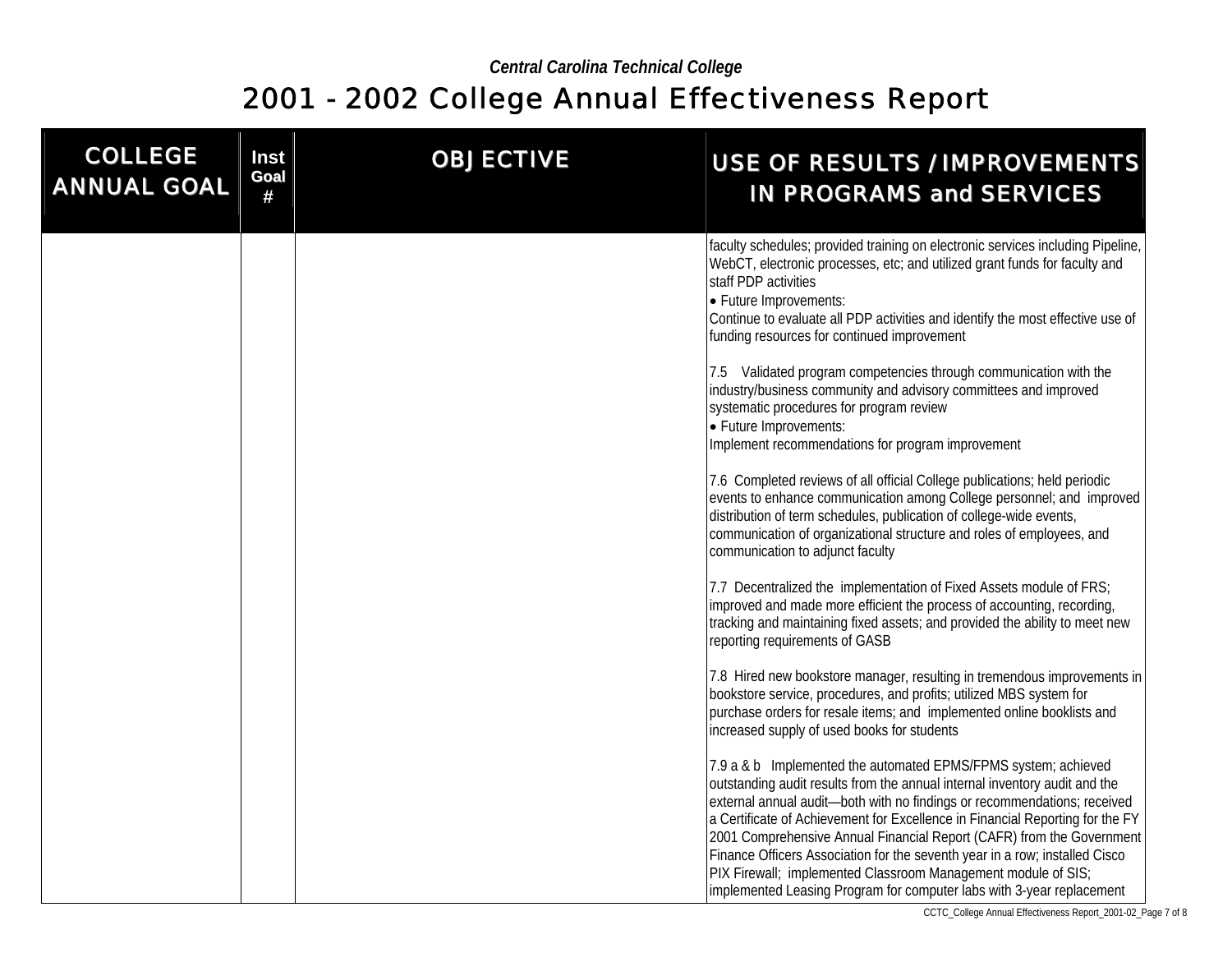*Central Carolina Technical College*

# 2001 - 2002 College Annual Effectiveness Report

| COLLEGE ANNUAL GOAL | Inst Goal # | OBJECTIVE | USE OF RESULTS / IMPROVEMENTS IN PROGRAMS and SERVICES |
|---|---|---|---|
| | | | faculty schedules; provided training on electronic services including Pipeline, WebCT, electronic processes, etc; and utilized grant funds for faculty and staff PDP activities<br>• Future Improvements:<br>Continue to evaluate all PDP activities and identify the most effective use of funding resources for continued improvement<br><br>7.5 Validated program competencies through communication with the industry/business community and advisory committees and improved systematic procedures for program review<br>• Future Improvements:<br>Implement recommendations for program improvement<br><br>7.6 Completed reviews of all official College publications; held periodic events to enhance communication among College personnel; and improved distribution of term schedules, publication of college-wide events, communication of organizational structure and roles of employees, and communication to adjunct faculty<br><br>7.7 Decentralized the implementation of Fixed Assets module of FRS; improved and made more efficient the process of accounting, recording, tracking and maintaining fixed assets; and provided the ability to meet new reporting requirements of GASB<br><br>7.8 Hired new bookstore manager, resulting in tremendous improvements in bookstore service, procedures, and profits; utilized MBS system for purchase orders for resale items; and implemented online booklists and increased supply of used books for students<br><br>7.9 a & b Implemented the automated EPMS/FPMS system; achieved outstanding audit results from the annual internal inventory audit and the external annual audit—both with no findings or recommendations; received a Certificate of Achievement for Excellence in Financial Reporting for the FY 2001 Comprehensive Annual Financial Report (CAFR) from the Government Finance Officers Association for the seventh year in a row; installed Cisco PIX Firewall; implemented Classroom Management module of SIS; implemented Leasing Program for computer labs with 3-year replacement |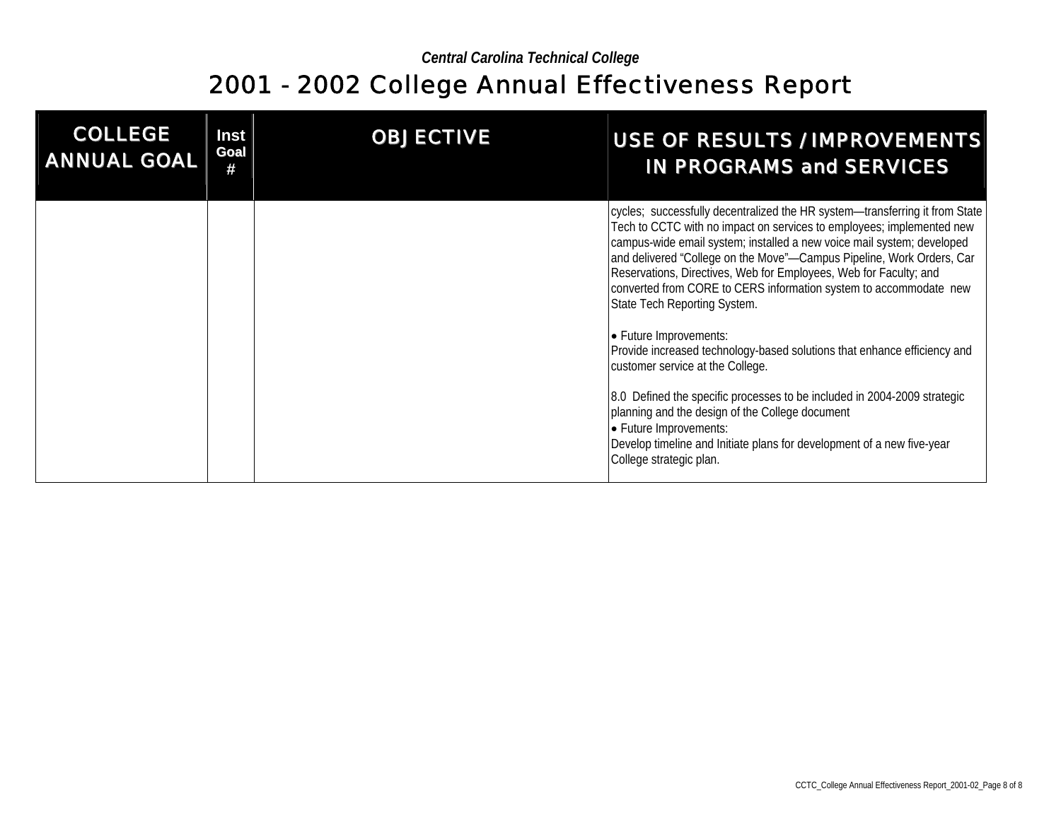*Central Carolina Technical College*

# 2001 - 2002 College Annual Effectiveness Report

| COLLEGE ANNUAL GOAL | Inst Goal # | OBJECTIVE | USE OF RESULTS / IMPROVEMENTS IN PROGRAMS and SERVICES |
|---|---|---|---|
| | | | cycles; successfully decentralized the HR system—transferring it from State Tech to CCTC with no impact on services to employees; implemented new campus-wide email system; installed a new voice mail system; developed and delivered "College on the Move"—Campus Pipeline, Work Orders, Car Reservations, Directives, Web for Employees, Web for Faculty; and converted from CORE to CERS information system to accommodate new State Tech Reporting System.<br><br>• Future Improvements:<br>Provide increased technology-based solutions that enhance efficiency and customer service at the College.<br><br>8.0 Defined the specific processes to be included in 2004-2009 strategic planning and the design of the College document<br>• Future Improvements:<br>Develop timeline and Initiate plans for development of a new five-year College strategic plan. |